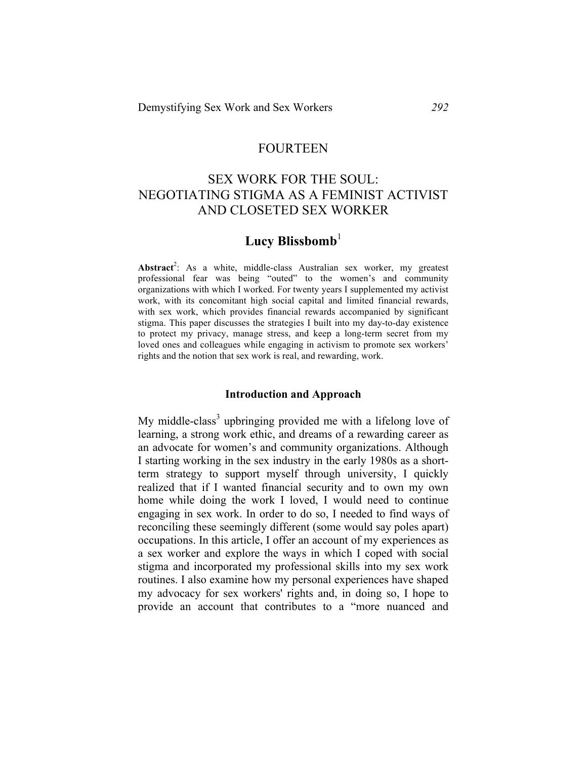## FOURTEEN

# SEX WORK FOR THE SOUL: NEGOTIATING STIGMA AS A FEMINIST ACTIVIST AND CLOSETED SEX WORKER

### Lucy Blissbomb[1]

**Abstract**[2]: As a white, middle-class Australian sex worker, my greatest professional fear was being "outed" to the women's and community organizations with which I worked. For twenty years I supplemented my activist work, with its concomitant high social capital and limited financial rewards, with sex work, which provides financial rewards accompanied by significant stigma. This paper discusses the strategies I built into my day-to-day existence to protect my privacy, manage stress, and keep a long-term secret from my loved ones and colleagues while engaging in activism to promote sex workers' rights and the notion that sex work is real, and rewarding, work.

### Introduction and Approach

My middle-class[3] upbringing provided me with a lifelong love of learning, a strong work ethic, and dreams of a rewarding career as an advocate for women's and community organizations. Although I starting working in the sex industry in the early 1980s as a short-term strategy to support myself through university, I quickly realized that if I wanted financial security and to own my own home while doing the work I loved, I would need to continue engaging in sex work. In order to do so, I needed to find ways of reconciling these seemingly different (some would say poles apart) occupations. In this article, I offer an account of my experiences as a sex worker and explore the ways in which I coped with social stigma and incorporated my professional skills into my sex work routines. I also examine how my personal experiences have shaped my advocacy for sex workers' rights and, in doing so, I hope to provide an account that contributes to a "more nuanced and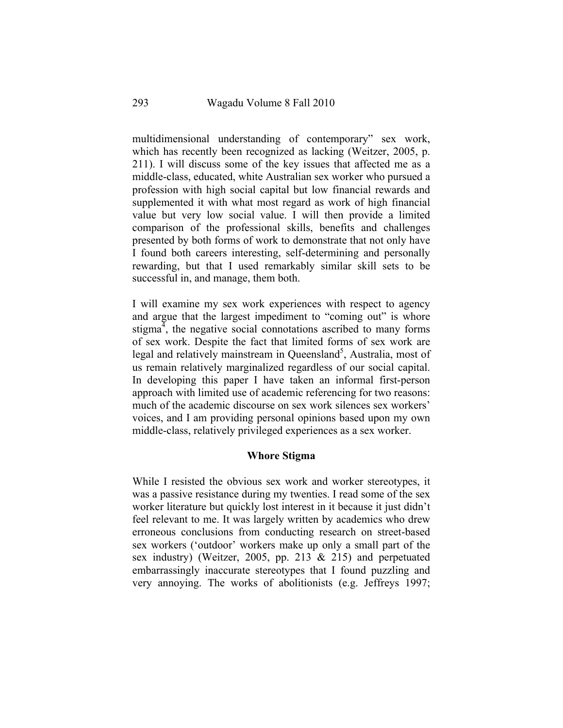multidimensional understanding of contemporary" sex work, which has recently been recognized as lacking (Weitzer, 2005, p. 211). I will discuss some of the key issues that affected me as a middle-class, educated, white Australian sex worker who pursued a profession with high social capital but low financial rewards and supplemented it with what most regard as work of high financial value but very low social value. I will then provide a limited comparison of the professional skills, benefits and challenges presented by both forms of work to demonstrate that not only have I found both careers interesting, self-determining and personally rewarding, but that I used remarkably similar skill sets to be successful in, and manage, them both.

I will examine my sex work experiences with respect to agency and argue that the largest impediment to "coming out" is whore stigma[4], the negative social connotations ascribed to many forms of sex work. Despite the fact that limited forms of sex work are legal and relatively mainstream in Queensland[5], Australia, most of us remain relatively marginalized regardless of our social capital. In developing this paper I have taken an informal first-person approach with limited use of academic referencing for two reasons: much of the academic discourse on sex work silences sex workers' voices, and I am providing personal opinions based upon my own middle-class, relatively privileged experiences as a sex worker.

## Whore Stigma

While I resisted the obvious sex work and worker stereotypes, it was a passive resistance during my twenties. I read some of the sex worker literature but quickly lost interest in it because it just didn't feel relevant to me. It was largely written by academics who drew erroneous conclusions from conducting research on street-based sex workers ('outdoor' workers make up only a small part of the sex industry) (Weitzer, 2005, pp. 213 & 215) and perpetuated embarrassingly inaccurate stereotypes that I found puzzling and very annoying. The works of abolitionists (e.g. Jeffreys 1997;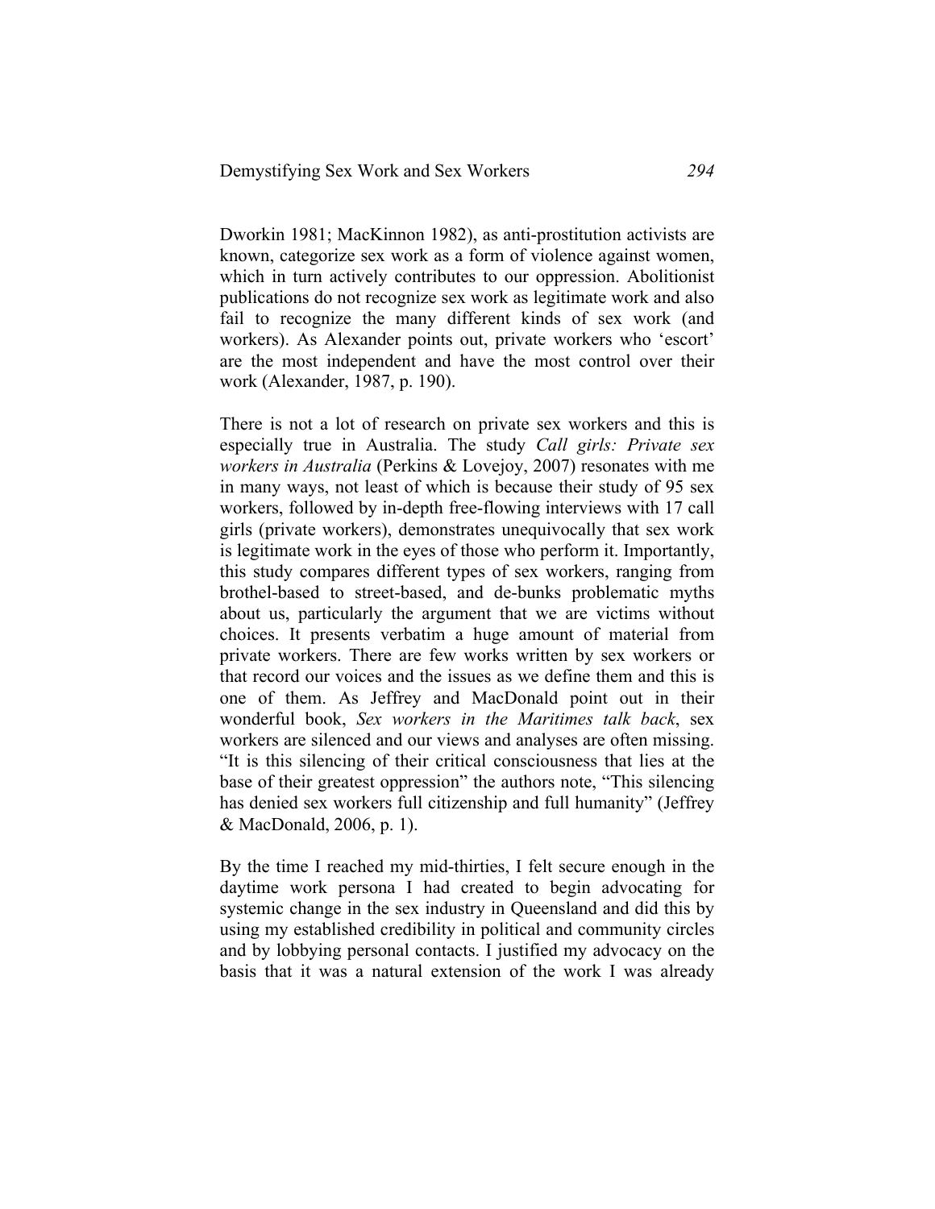Dworkin 1981; MacKinnon 1982), as anti-prostitution activists are known, categorize sex work as a form of violence against women, which in turn actively contributes to our oppression. Abolitionist publications do not recognize sex work as legitimate work and also fail to recognize the many different kinds of sex work (and workers). As Alexander points out, private workers who 'escort' are the most independent and have the most control over their work (Alexander, 1987, p. 190).

There is not a lot of research on private sex workers and this is especially true in Australia. The study *Call girls: Private sex workers in Australia* (Perkins & Lovejoy, 2007) resonates with me in many ways, not least of which is because their study of 95 sex workers, followed by in-depth free-flowing interviews with 17 call girls (private workers), demonstrates unequivocally that sex work is legitimate work in the eyes of those who perform it. Importantly, this study compares different types of sex workers, ranging from brothel-based to street-based, and de-bunks problematic myths about us, particularly the argument that we are victims without choices. It presents verbatim a huge amount of material from private workers. There are few works written by sex workers or that record our voices and the issues as we define them and this is one of them. As Jeffrey and MacDonald point out in their wonderful book, *Sex workers in the Maritimes talk back*, sex workers are silenced and our views and analyses are often missing. "It is this silencing of their critical consciousness that lies at the base of their greatest oppression" the authors note, "This silencing has denied sex workers full citizenship and full humanity" (Jeffrey & MacDonald, 2006, p. 1).

By the time I reached my mid-thirties, I felt secure enough in the daytime work persona I had created to begin advocating for systemic change in the sex industry in Queensland and did this by using my established credibility in political and community circles and by lobbying personal contacts. I justified my advocacy on the basis that it was a natural extension of the work I was already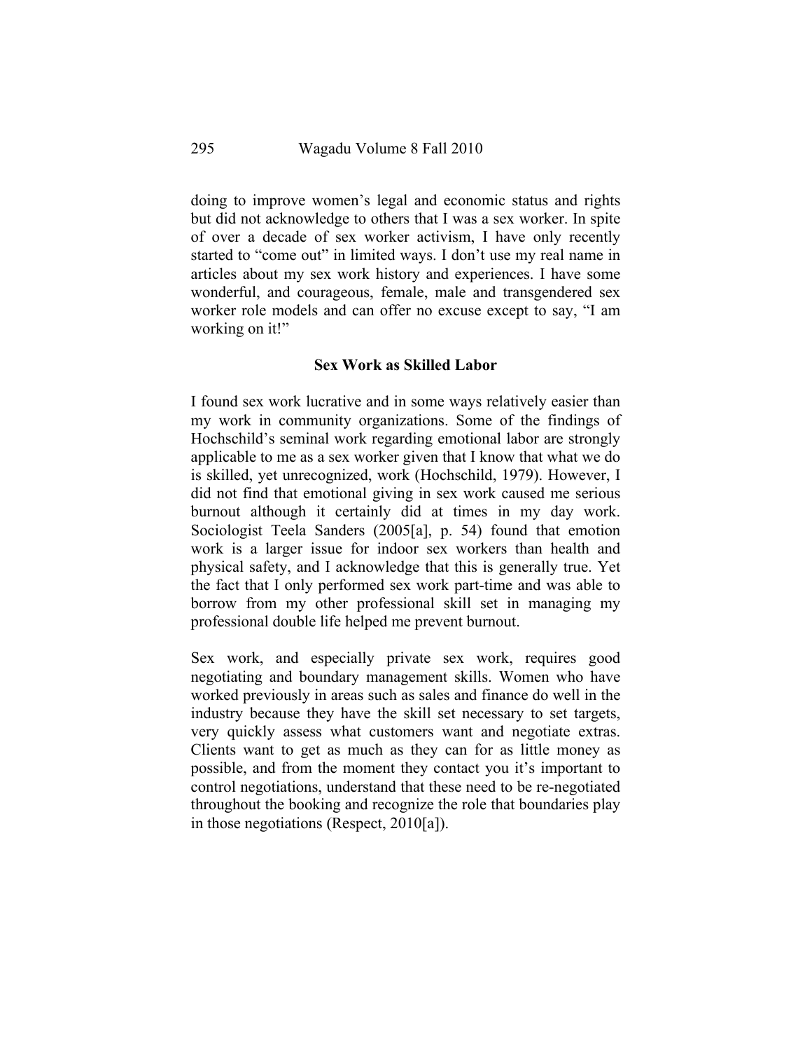doing to improve women's legal and economic status and rights but did not acknowledge to others that I was a sex worker. In spite of over a decade of sex worker activism, I have only recently started to "come out" in limited ways. I don't use my real name in articles about my sex work history and experiences. I have some wonderful, and courageous, female, male and transgendered sex worker role models and can offer no excuse except to say, "I am working on it!"

## Sex Work as Skilled Labor

I found sex work lucrative and in some ways relatively easier than my work in community organizations. Some of the findings of Hochschild's seminal work regarding emotional labor are strongly applicable to me as a sex worker given that I know that what we do is skilled, yet unrecognized, work (Hochschild, 1979). However, I did not find that emotional giving in sex work caused me serious burnout although it certainly did at times in my day work. Sociologist Teela Sanders (2005[a], p. 54) found that emotion work is a larger issue for indoor sex workers than health and physical safety, and I acknowledge that this is generally true. Yet the fact that I only performed sex work part-time and was able to borrow from my other professional skill set in managing my professional double life helped me prevent burnout.

Sex work, and especially private sex work, requires good negotiating and boundary management skills. Women who have worked previously in areas such as sales and finance do well in the industry because they have the skill set necessary to set targets, very quickly assess what customers want and negotiate extras. Clients want to get as much as they can for as little money as possible, and from the moment they contact you it's important to control negotiations, understand that these need to be re-negotiated throughout the booking and recognize the role that boundaries play in those negotiations (Respect, 2010[a]).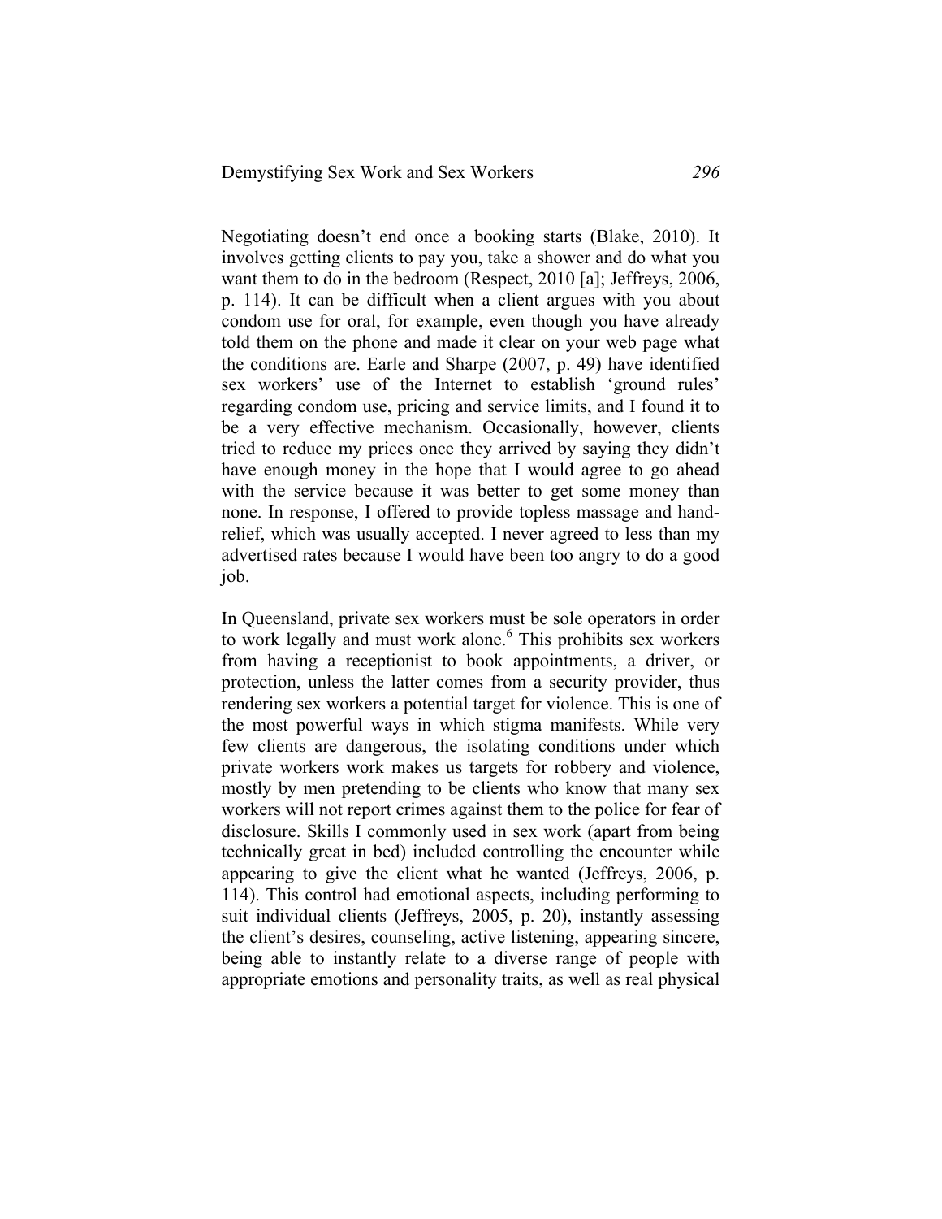Negotiating doesn't end once a booking starts (Blake, 2010). It involves getting clients to pay you, take a shower and do what you want them to do in the bedroom (Respect, 2010 [a]; Jeffreys, 2006, p. 114). It can be difficult when a client argues with you about condom use for oral, for example, even though you have already told them on the phone and made it clear on your web page what the conditions are. Earle and Sharpe (2007, p. 49) have identified sex workers' use of the Internet to establish 'ground rules' regarding condom use, pricing and service limits, and I found it to be a very effective mechanism. Occasionally, however, clients tried to reduce my prices once they arrived by saying they didn't have enough money in the hope that I would agree to go ahead with the service because it was better to get some money than none. In response, I offered to provide topless massage and hand-relief, which was usually accepted. I never agreed to less than my advertised rates because I would have been too angry to do a good job.

In Queensland, private sex workers must be sole operators in order to work legally and must work alone.[6] This prohibits sex workers from having a receptionist to book appointments, a driver, or protection, unless the latter comes from a security provider, thus rendering sex workers a potential target for violence. This is one of the most powerful ways in which stigma manifests. While very few clients are dangerous, the isolating conditions under which private workers work makes us targets for robbery and violence, mostly by men pretending to be clients who know that many sex workers will not report crimes against them to the police for fear of disclosure. Skills I commonly used in sex work (apart from being technically great in bed) included controlling the encounter while appearing to give the client what he wanted (Jeffreys, 2006, p. 114). This control had emotional aspects, including performing to suit individual clients (Jeffreys, 2005, p. 20), instantly assessing the client's desires, counseling, active listening, appearing sincere, being able to instantly relate to a diverse range of people with appropriate emotions and personality traits, as well as real physical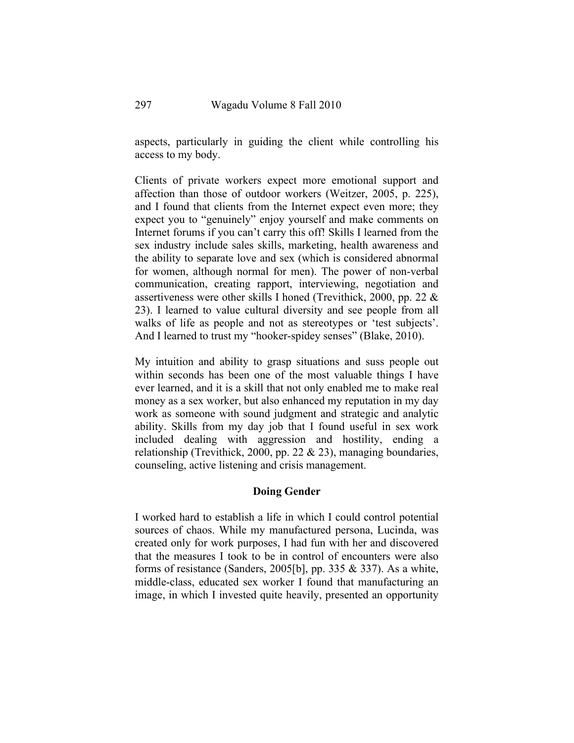aspects, particularly in guiding the client while controlling his access to my body.

Clients of private workers expect more emotional support and affection than those of outdoor workers (Weitzer, 2005, p. 225), and I found that clients from the Internet expect even more; they expect you to "genuinely" enjoy yourself and make comments on Internet forums if you can't carry this off! Skills I learned from the sex industry include sales skills, marketing, health awareness and the ability to separate love and sex (which is considered abnormal for women, although normal for men). The power of non-verbal communication, creating rapport, interviewing, negotiation and assertiveness were other skills I honed (Trevithick, 2000, pp. 22 & 23). I learned to value cultural diversity and see people from all walks of life as people and not as stereotypes or 'test subjects'. And I learned to trust my "hooker-spidey senses" (Blake, 2010).

My intuition and ability to grasp situations and suss people out within seconds has been one of the most valuable things I have ever learned, and it is a skill that not only enabled me to make real money as a sex worker, but also enhanced my reputation in my day work as someone with sound judgment and strategic and analytic ability. Skills from my day job that I found useful in sex work included dealing with aggression and hostility, ending a relationship (Trevithick, 2000, pp. 22 & 23), managing boundaries, counseling, active listening and crisis management.

## Doing Gender

I worked hard to establish a life in which I could control potential sources of chaos. While my manufactured persona, Lucinda, was created only for work purposes, I had fun with her and discovered that the measures I took to be in control of encounters were also forms of resistance (Sanders, 2005[b], pp. 335 & 337). As a white, middle-class, educated sex worker I found that manufacturing an image, in which I invested quite heavily, presented an opportunity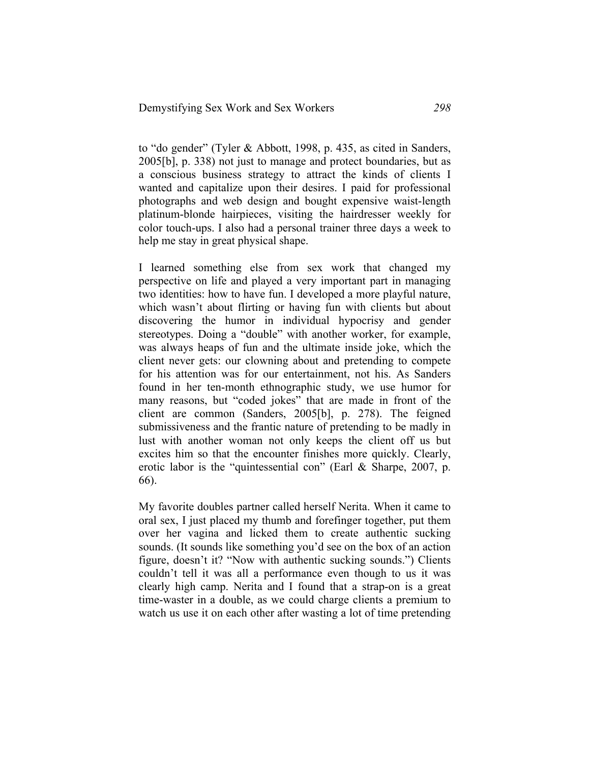to "do gender" (Tyler & Abbott, 1998, p. 435, as cited in Sanders, 2005[b], p. 338) not just to manage and protect boundaries, but as a conscious business strategy to attract the kinds of clients I wanted and capitalize upon their desires. I paid for professional photographs and web design and bought expensive waist-length platinum-blonde hairpieces, visiting the hairdresser weekly for color touch-ups. I also had a personal trainer three days a week to help me stay in great physical shape.

I learned something else from sex work that changed my perspective on life and played a very important part in managing two identities: how to have fun. I developed a more playful nature, which wasn't about flirting or having fun with clients but about discovering the humor in individual hypocrisy and gender stereotypes. Doing a "double" with another worker, for example, was always heaps of fun and the ultimate inside joke, which the client never gets: our clowning about and pretending to compete for his attention was for our entertainment, not his. As Sanders found in her ten-month ethnographic study, we use humor for many reasons, but "coded jokes" that are made in front of the client are common (Sanders, 2005[b], p. 278). The feigned submissiveness and the frantic nature of pretending to be madly in lust with another woman not only keeps the client off us but excites him so that the encounter finishes more quickly. Clearly, erotic labor is the "quintessential con" (Earl & Sharpe, 2007, p. 66).

My favorite doubles partner called herself Nerita. When it came to oral sex, I just placed my thumb and forefinger together, put them over her vagina and licked them to create authentic sucking sounds. (It sounds like something you'd see on the box of an action figure, doesn't it? "Now with authentic sucking sounds.") Clients couldn't tell it was all a performance even though to us it was clearly high camp. Nerita and I found that a strap-on is a great time-waster in a double, as we could charge clients a premium to watch us use it on each other after wasting a lot of time pretending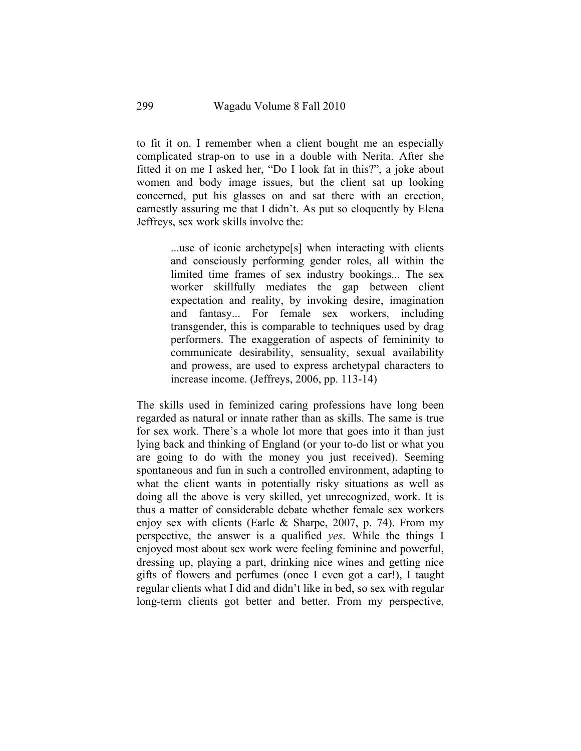to fit it on. I remember when a client bought me an especially complicated strap-on to use in a double with Nerita. After she fitted it on me I asked her, "Do I look fat in this?", a joke about women and body image issues, but the client sat up looking concerned, put his glasses on and sat there with an erection, earnestly assuring me that I didn't. As put so eloquently by Elena Jeffreys, sex work skills involve the:

> ...use of iconic archetype[s] when interacting with clients and consciously performing gender roles, all within the limited time frames of sex industry bookings... The sex worker skillfully mediates the gap between client expectation and reality, by invoking desire, imagination and fantasy... For female sex workers, including transgender, this is comparable to techniques used by drag performers. The exaggeration of aspects of femininity to communicate desirability, sensuality, sexual availability and prowess, are used to express archetypal characters to increase income. (Jeffreys, 2006, pp. 113-14)

The skills used in feminized caring professions have long been regarded as natural or innate rather than as skills. The same is true for sex work. There's a whole lot more that goes into it than just lying back and thinking of England (or your to-do list or what you are going to do with the money you just received). Seeming spontaneous and fun in such a controlled environment, adapting to what the client wants in potentially risky situations as well as doing all the above is very skilled, yet unrecognized, work. It is thus a matter of considerable debate whether female sex workers enjoy sex with clients (Earle & Sharpe, 2007, p. 74). From my perspective, the answer is a qualified *yes*. While the things I enjoyed most about sex work were feeling feminine and powerful, dressing up, playing a part, drinking nice wines and getting nice gifts of flowers and perfumes (once I even got a car!), I taught regular clients what I did and didn't like in bed, so sex with regular long-term clients got better and better. From my perspective,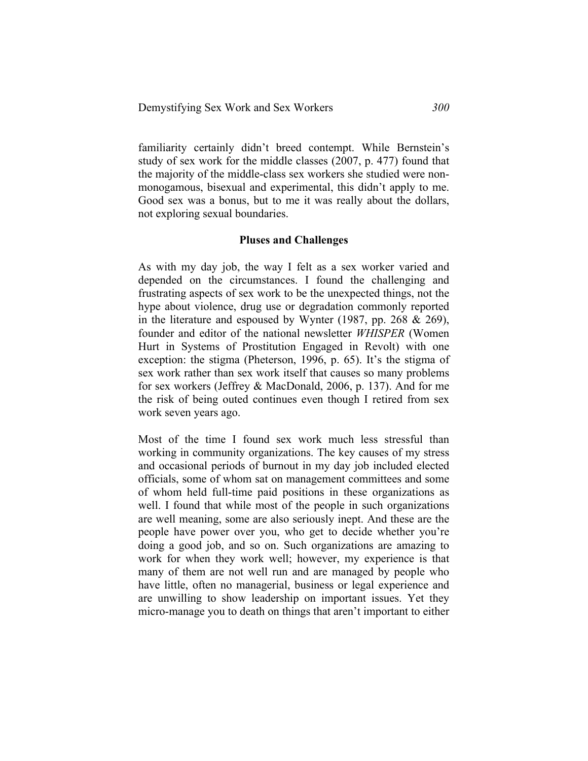familiarity certainly didn't breed contempt. While Bernstein's study of sex work for the middle classes (2007, p. 477) found that the majority of the middle-class sex workers she studied were non-monogamous, bisexual and experimental, this didn't apply to me. Good sex was a bonus, but to me it was really about the dollars, not exploring sexual boundaries.

## Pluses and Challenges

As with my day job, the way I felt as a sex worker varied and depended on the circumstances. I found the challenging and frustrating aspects of sex work to be the unexpected things, not the hype about violence, drug use or degradation commonly reported in the literature and espoused by Wynter (1987, pp. 268 & 269), founder and editor of the national newsletter *WHISPER* (Women Hurt in Systems of Prostitution Engaged in Revolt) with one exception: the stigma (Pheterson, 1996, p. 65). It's the stigma of sex work rather than sex work itself that causes so many problems for sex workers (Jeffrey & MacDonald, 2006, p. 137). And for me the risk of being outed continues even though I retired from sex work seven years ago.

Most of the time I found sex work much less stressful than working in community organizations. The key causes of my stress and occasional periods of burnout in my day job included elected officials, some of whom sat on management committees and some of whom held full-time paid positions in these organizations as well. I found that while most of the people in such organizations are well meaning, some are also seriously inept. And these are the people have power over you, who get to decide whether you're doing a good job, and so on. Such organizations are amazing to work for when they work well; however, my experience is that many of them are not well run and are managed by people who have little, often no managerial, business or legal experience and are unwilling to show leadership on important issues. Yet they micro-manage you to death on things that aren't important to either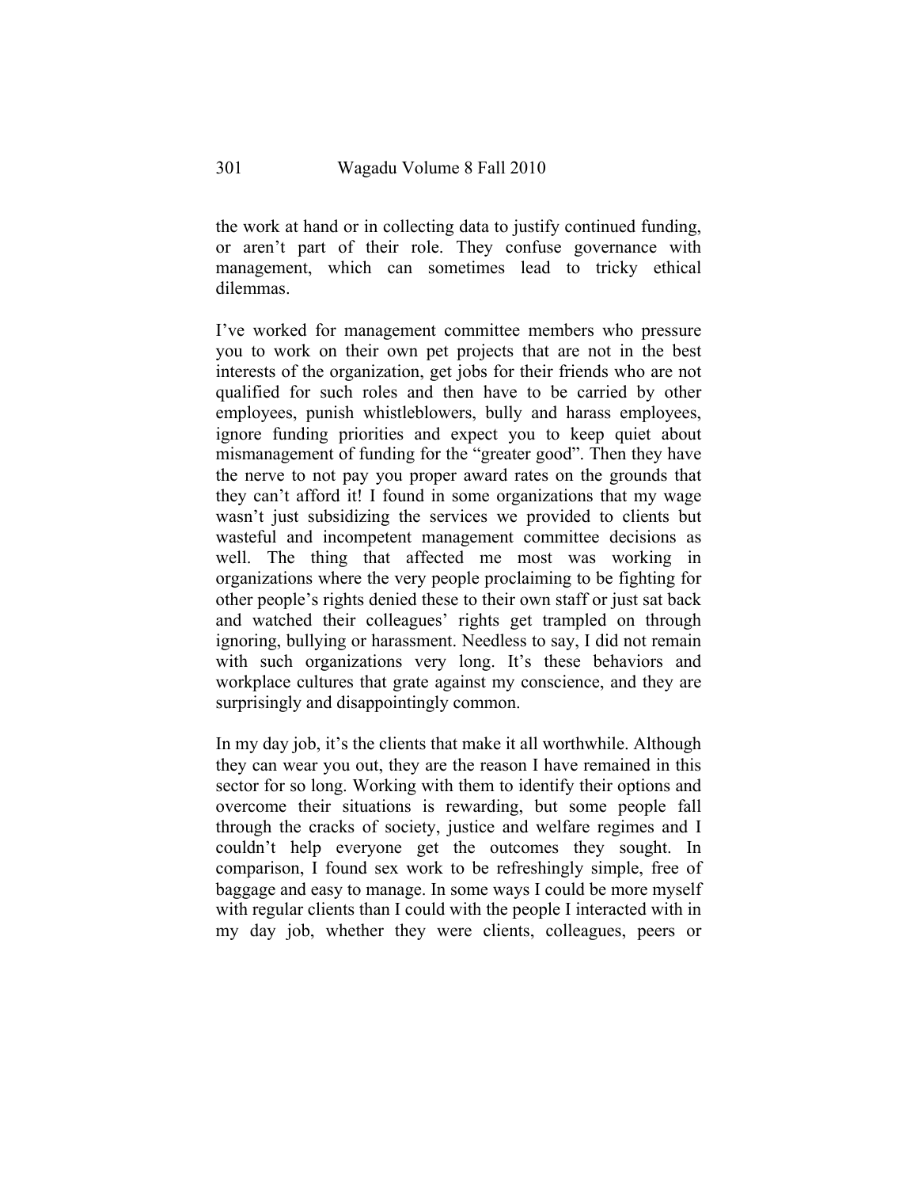the work at hand or in collecting data to justify continued funding, or aren't part of their role. They confuse governance with management, which can sometimes lead to tricky ethical dilemmas.

I've worked for management committee members who pressure you to work on their own pet projects that are not in the best interests of the organization, get jobs for their friends who are not qualified for such roles and then have to be carried by other employees, punish whistleblowers, bully and harass employees, ignore funding priorities and expect you to keep quiet about mismanagement of funding for the "greater good". Then they have the nerve to not pay you proper award rates on the grounds that they can't afford it! I found in some organizations that my wage wasn't just subsidizing the services we provided to clients but wasteful and incompetent management committee decisions as well. The thing that affected me most was working in organizations where the very people proclaiming to be fighting for other people's rights denied these to their own staff or just sat back and watched their colleagues' rights get trampled on through ignoring, bullying or harassment. Needless to say, I did not remain with such organizations very long. It's these behaviors and workplace cultures that grate against my conscience, and they are surprisingly and disappointingly common.

In my day job, it's the clients that make it all worthwhile. Although they can wear you out, they are the reason I have remained in this sector for so long. Working with them to identify their options and overcome their situations is rewarding, but some people fall through the cracks of society, justice and welfare regimes and I couldn't help everyone get the outcomes they sought. In comparison, I found sex work to be refreshingly simple, free of baggage and easy to manage. In some ways I could be more myself with regular clients than I could with the people I interacted with in my day job, whether they were clients, colleagues, peers or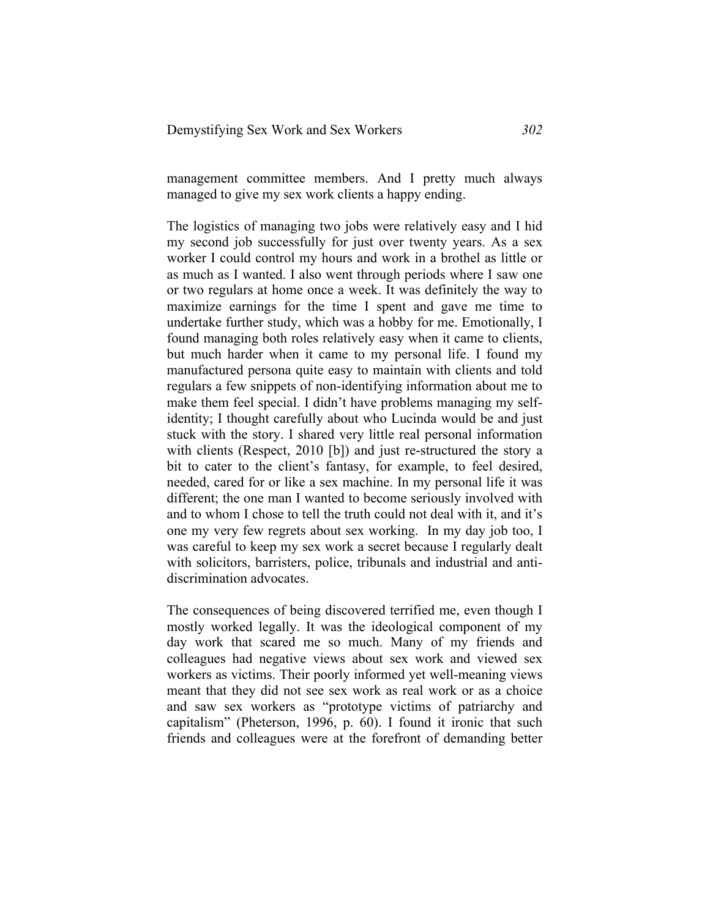management committee members. And I pretty much always managed to give my sex work clients a happy ending.

The logistics of managing two jobs were relatively easy and I hid my second job successfully for just over twenty years. As a sex worker I could control my hours and work in a brothel as little or as much as I wanted. I also went through periods where I saw one or two regulars at home once a week. It was definitely the way to maximize earnings for the time I spent and gave me time to undertake further study, which was a hobby for me. Emotionally, I found managing both roles relatively easy when it came to clients, but much harder when it came to my personal life. I found my manufactured persona quite easy to maintain with clients and told regulars a few snippets of non-identifying information about me to make them feel special. I didn't have problems managing my self-identity; I thought carefully about who Lucinda would be and just stuck with the story. I shared very little real personal information with clients (Respect, 2010 [b]) and just re-structured the story a bit to cater to the client's fantasy, for example, to feel desired, needed, cared for or like a sex machine. In my personal life it was different; the one man I wanted to become seriously involved with and to whom I chose to tell the truth could not deal with it, and it's one my very few regrets about sex working. In my day job too, I was careful to keep my sex work a secret because I regularly dealt with solicitors, barristers, police, tribunals and industrial and anti-discrimination advocates.

The consequences of being discovered terrified me, even though I mostly worked legally. It was the ideological component of my day work that scared me so much. Many of my friends and colleagues had negative views about sex work and viewed sex workers as victims. Their poorly informed yet well-meaning views meant that they did not see sex work as real work or as a choice and saw sex workers as "prototype victims of patriarchy and capitalism" (Pheterson, 1996, p. 60). I found it ironic that such friends and colleagues were at the forefront of demanding better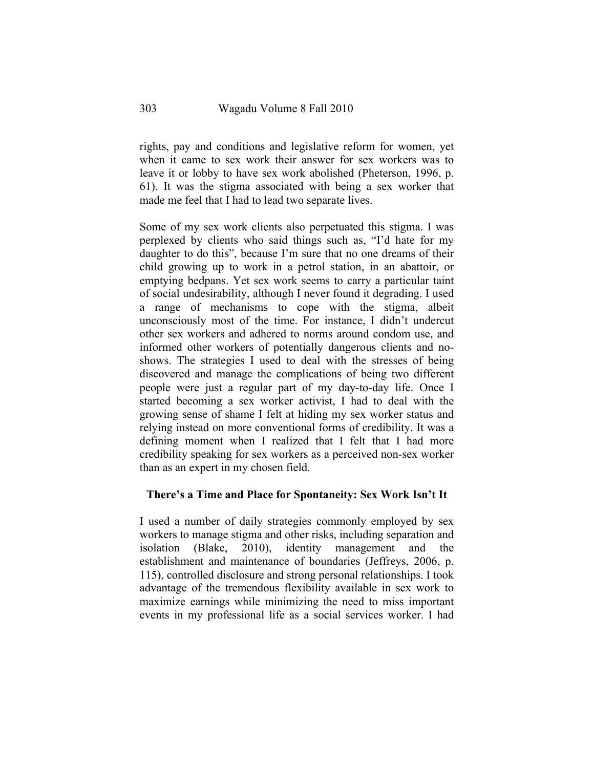rights, pay and conditions and legislative reform for women, yet when it came to sex work their answer for sex workers was to leave it or lobby to have sex work abolished (Pheterson, 1996, p. 61). It was the stigma associated with being a sex worker that made me feel that I had to lead two separate lives.

Some of my sex work clients also perpetuated this stigma. I was perplexed by clients who said things such as, "I'd hate for my daughter to do this", because I'm sure that no one dreams of their child growing up to work in a petrol station, in an abattoir, or emptying bedpans. Yet sex work seems to carry a particular taint of social undesirability, although I never found it degrading. I used a range of mechanisms to cope with the stigma, albeit unconsciously most of the time. For instance, I didn't undercut other sex workers and adhered to norms around condom use, and informed other workers of potentially dangerous clients and no-shows. The strategies I used to deal with the stresses of being discovered and manage the complications of being two different people were just a regular part of my day-to-day life. Once I started becoming a sex worker activist, I had to deal with the growing sense of shame I felt at hiding my sex worker status and relying instead on more conventional forms of credibility. It was a defining moment when I realized that I felt that I had more credibility speaking for sex workers as a perceived non-sex worker than as an expert in my chosen field.

## There's a Time and Place for Spontaneity: Sex Work Isn't It

I used a number of daily strategies commonly employed by sex workers to manage stigma and other risks, including separation and isolation (Blake, 2010), identity management and the establishment and maintenance of boundaries (Jeffreys, 2006, p. 115), controlled disclosure and strong personal relationships. I took advantage of the tremendous flexibility available in sex work to maximize earnings while minimizing the need to miss important events in my professional life as a social services worker. I had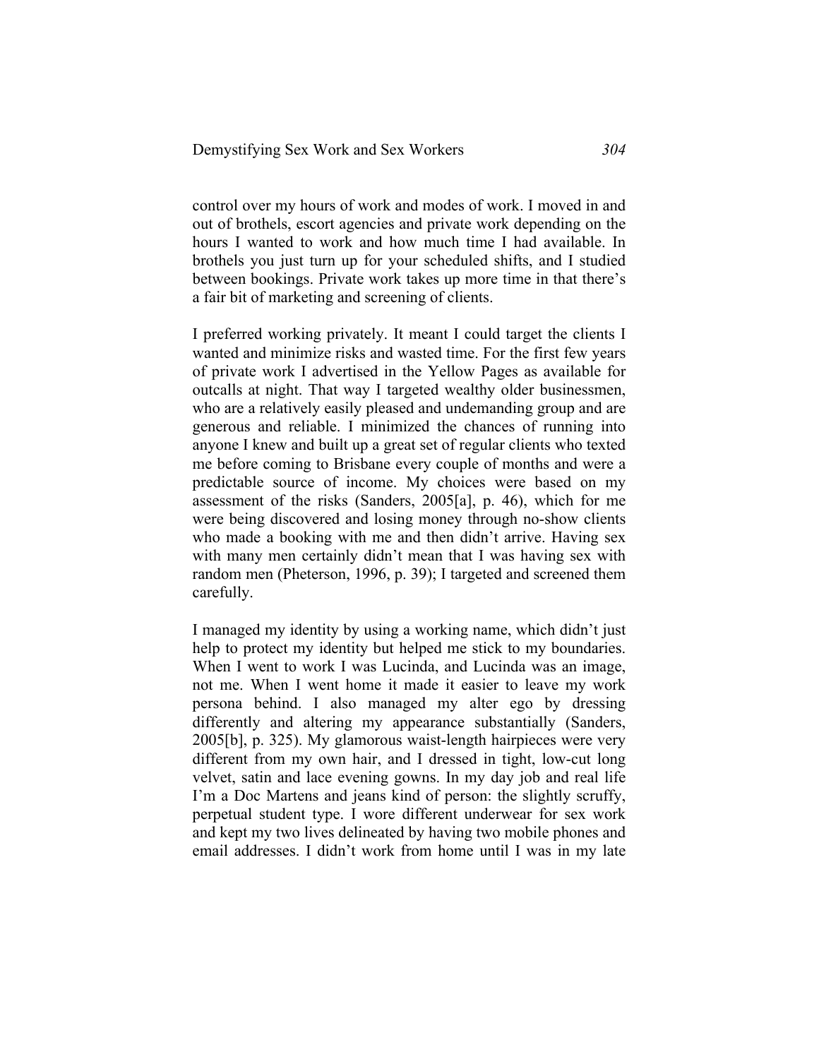control over my hours of work and modes of work. I moved in and out of brothels, escort agencies and private work depending on the hours I wanted to work and how much time I had available. In brothels you just turn up for your scheduled shifts, and I studied between bookings. Private work takes up more time in that there's a fair bit of marketing and screening of clients.

I preferred working privately. It meant I could target the clients I wanted and minimize risks and wasted time. For the first few years of private work I advertised in the Yellow Pages as available for outcalls at night. That way I targeted wealthy older businessmen, who are a relatively easily pleased and undemanding group and are generous and reliable. I minimized the chances of running into anyone I knew and built up a great set of regular clients who texted me before coming to Brisbane every couple of months and were a predictable source of income. My choices were based on my assessment of the risks (Sanders, 2005[a], p. 46), which for me were being discovered and losing money through no-show clients who made a booking with me and then didn't arrive. Having sex with many men certainly didn't mean that I was having sex with random men (Pheterson, 1996, p. 39); I targeted and screened them carefully.

I managed my identity by using a working name, which didn't just help to protect my identity but helped me stick to my boundaries. When I went to work I was Lucinda, and Lucinda was an image, not me. When I went home it made it easier to leave my work persona behind. I also managed my alter ego by dressing differently and altering my appearance substantially (Sanders, 2005[b], p. 325). My glamorous waist-length hairpieces were very different from my own hair, and I dressed in tight, low-cut long velvet, satin and lace evening gowns. In my day job and real life I'm a Doc Martens and jeans kind of person: the slightly scruffy, perpetual student type. I wore different underwear for sex work and kept my two lives delineated by having two mobile phones and email addresses. I didn't work from home until I was in my late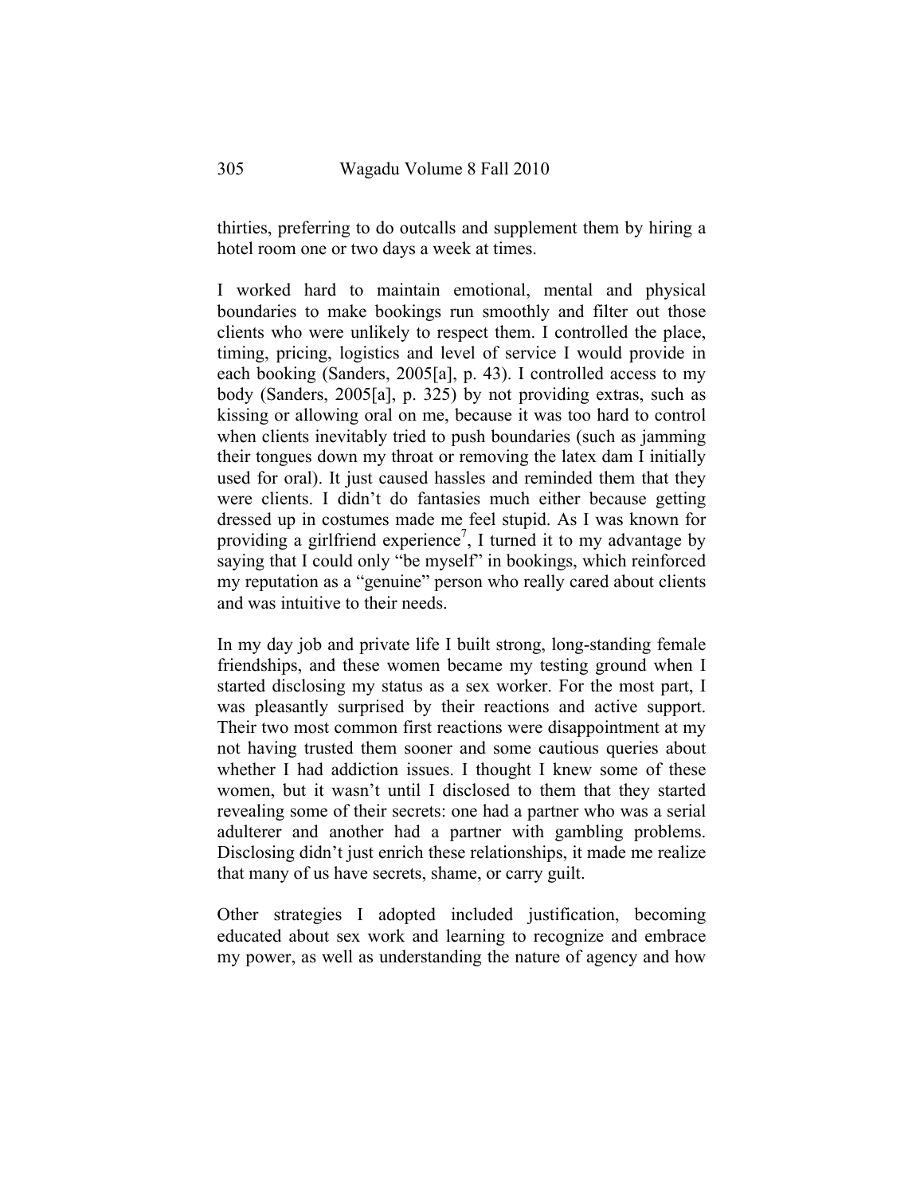thirties, preferring to do outcalls and supplement them by hiring a hotel room one or two days a week at times.

I worked hard to maintain emotional, mental and physical boundaries to make bookings run smoothly and filter out those clients who were unlikely to respect them. I controlled the place, timing, pricing, logistics and level of service I would provide in each booking (Sanders, 2005[a], p. 43). I controlled access to my body (Sanders, 2005[a], p. 325) by not providing extras, such as kissing or allowing oral on me, because it was too hard to control when clients inevitably tried to push boundaries (such as jamming their tongues down my throat or removing the latex dam I initially used for oral). It just caused hassles and reminded them that they were clients. I didn't do fantasies much either because getting dressed up in costumes made me feel stupid. As I was known for providing a girlfriend experience[7], I turned it to my advantage by saying that I could only "be myself" in bookings, which reinforced my reputation as a "genuine" person who really cared about clients and was intuitive to their needs.

In my day job and private life I built strong, long-standing female friendships, and these women became my testing ground when I started disclosing my status as a sex worker. For the most part, I was pleasantly surprised by their reactions and active support. Their two most common first reactions were disappointment at my not having trusted them sooner and some cautious queries about whether I had addiction issues. I thought I knew some of these women, but it wasn't until I disclosed to them that they started revealing some of their secrets: one had a partner who was a serial adulterer and another had a partner with gambling problems. Disclosing didn't just enrich these relationships, it made me realize that many of us have secrets, shame, or carry guilt.

Other strategies I adopted included justification, becoming educated about sex work and learning to recognize and embrace my power, as well as understanding the nature of agency and how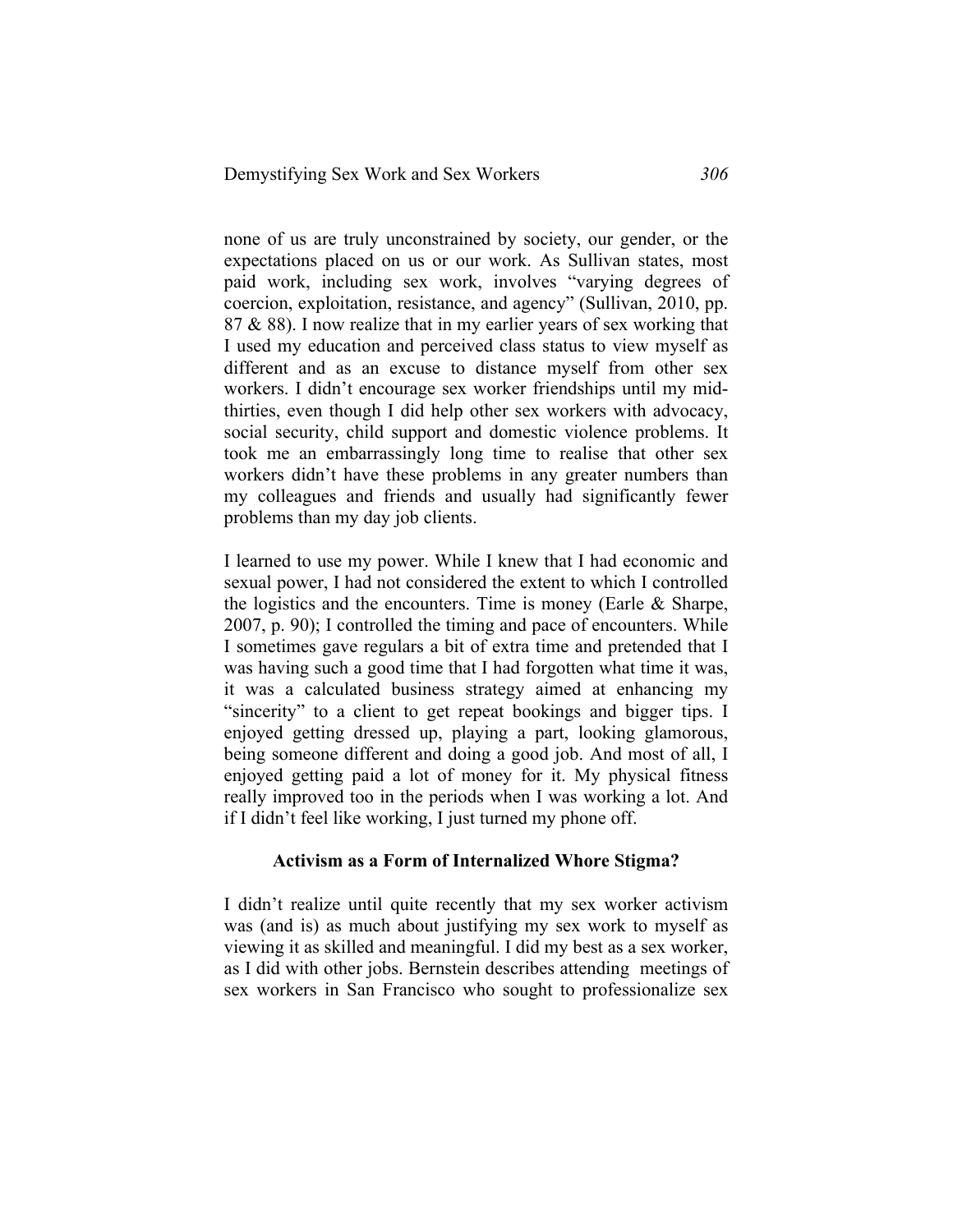none of us are truly unconstrained by society, our gender, or the expectations placed on us or our work. As Sullivan states, most paid work, including sex work, involves "varying degrees of coercion, exploitation, resistance, and agency" (Sullivan, 2010, pp. 87 & 88). I now realize that in my earlier years of sex working that I used my education and perceived class status to view myself as different and as an excuse to distance myself from other sex workers. I didn't encourage sex worker friendships until my mid-thirties, even though I did help other sex workers with advocacy, social security, child support and domestic violence problems. It took me an embarrassingly long time to realise that other sex workers didn't have these problems in any greater numbers than my colleagues and friends and usually had significantly fewer problems than my day job clients.

I learned to use my power. While I knew that I had economic and sexual power, I had not considered the extent to which I controlled the logistics and the encounters. Time is money (Earle & Sharpe, 2007, p. 90); I controlled the timing and pace of encounters. While I sometimes gave regulars a bit of extra time and pretended that I was having such a good time that I had forgotten what time it was, it was a calculated business strategy aimed at enhancing my "sincerity" to a client to get repeat bookings and bigger tips. I enjoyed getting dressed up, playing a part, looking glamorous, being someone different and doing a good job. And most of all, I enjoyed getting paid a lot of money for it. My physical fitness really improved too in the periods when I was working a lot. And if I didn't feel like working, I just turned my phone off.

## Activism as a Form of Internalized Whore Stigma?

I didn't realize until quite recently that my sex worker activism was (and is) as much about justifying my sex work to myself as viewing it as skilled and meaningful. I did my best as a sex worker, as I did with other jobs. Bernstein describes attending meetings of sex workers in San Francisco who sought to professionalize sex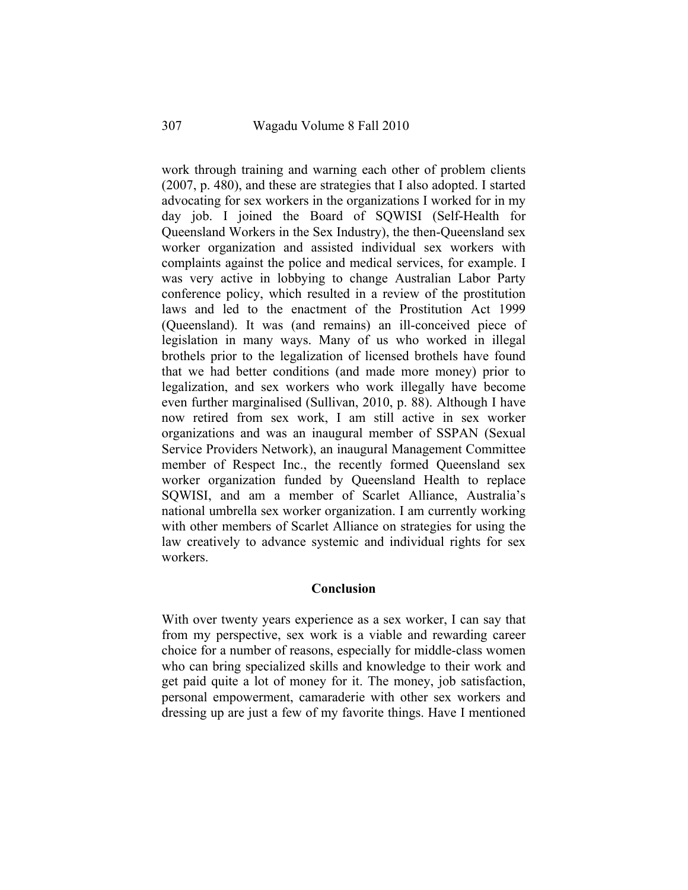work through training and warning each other of problem clients (2007, p. 480), and these are strategies that I also adopted. I started advocating for sex workers in the organizations I worked for in my day job. I joined the Board of SQWISI (Self-Health for Queensland Workers in the Sex Industry), the then-Queensland sex worker organization and assisted individual sex workers with complaints against the police and medical services, for example. I was very active in lobbying to change Australian Labor Party conference policy, which resulted in a review of the prostitution laws and led to the enactment of the Prostitution Act 1999 (Queensland). It was (and remains) an ill-conceived piece of legislation in many ways. Many of us who worked in illegal brothels prior to the legalization of licensed brothels have found that we had better conditions (and made more money) prior to legalization, and sex workers who work illegally have become even further marginalised (Sullivan, 2010, p. 88). Although I have now retired from sex work, I am still active in sex worker organizations and was an inaugural member of SSPAN (Sexual Service Providers Network), an inaugural Management Committee member of Respect Inc., the recently formed Queensland sex worker organization funded by Queensland Health to replace SQWISI, and am a member of Scarlet Alliance, Australia's national umbrella sex worker organization. I am currently working with other members of Scarlet Alliance on strategies for using the law creatively to advance systemic and individual rights for sex workers.

## Conclusion

With over twenty years experience as a sex worker, I can say that from my perspective, sex work is a viable and rewarding career choice for a number of reasons, especially for middle-class women who can bring specialized skills and knowledge to their work and get paid quite a lot of money for it. The money, job satisfaction, personal empowerment, camaraderie with other sex workers and dressing up are just a few of my favorite things. Have I mentioned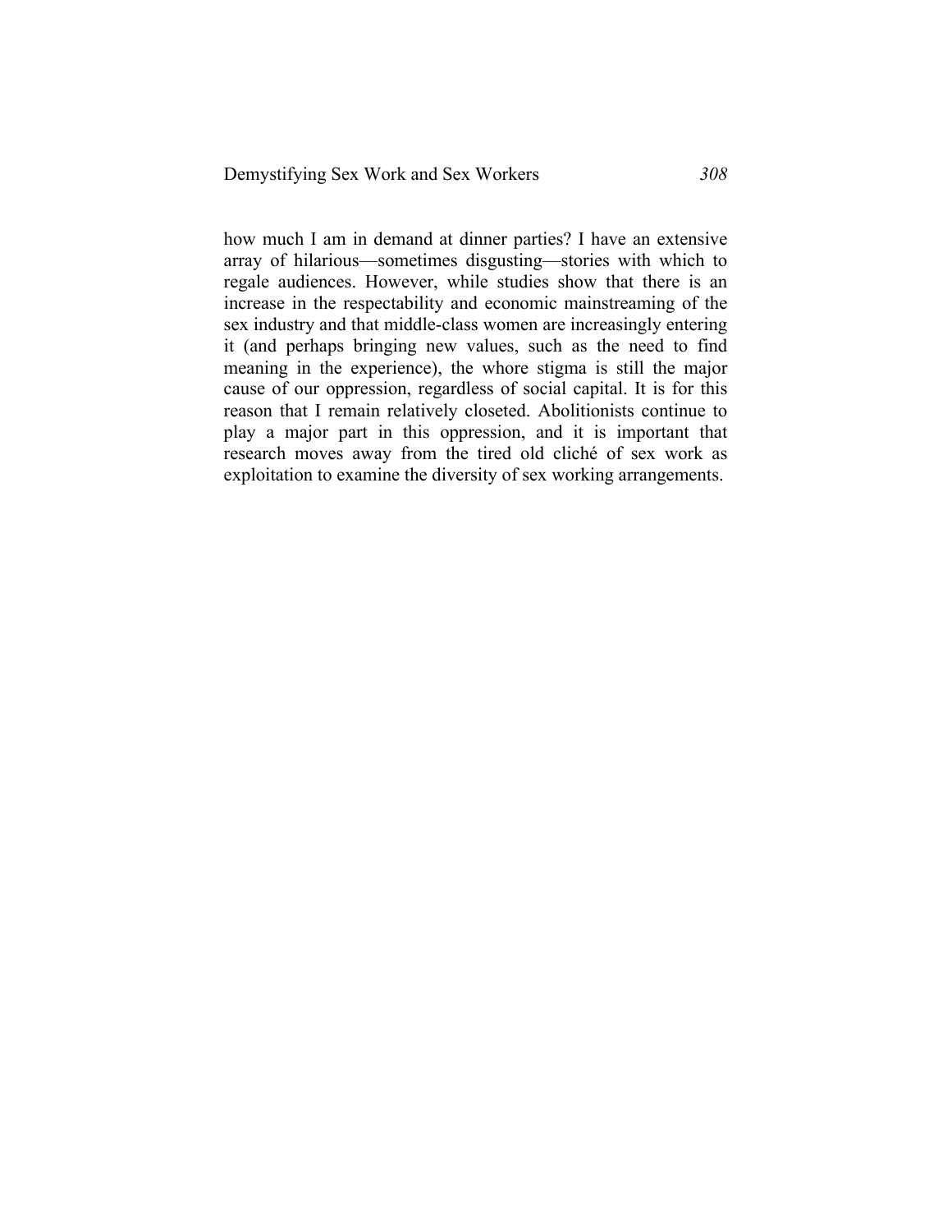how much I am in demand at dinner parties? I have an extensive array of hilarious—sometimes disgusting—stories with which to regale audiences. However, while studies show that there is an increase in the respectability and economic mainstreaming of the sex industry and that middle-class women are increasingly entering it (and perhaps bringing new values, such as the need to find meaning in the experience), the whore stigma is still the major cause of our oppression, regardless of social capital. It is for this reason that I remain relatively closeted. Abolitionists continue to play a major part in this oppression, and it is important that research moves away from the tired old cliché of sex work as exploitation to examine the diversity of sex working arrangements.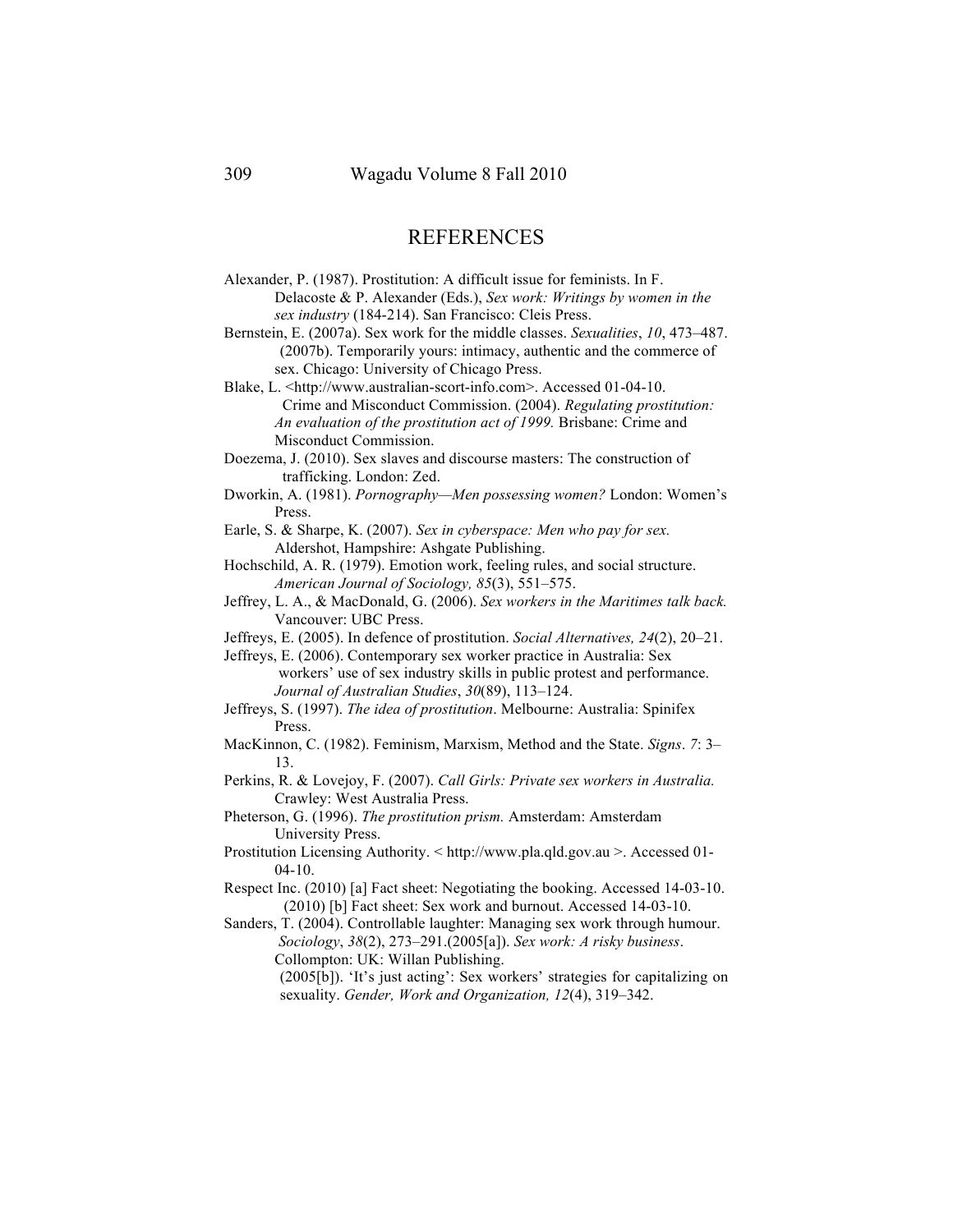# REFERENCES

Alexander, P. (1987). Prostitution: A difficult issue for feminists. In F. Delacoste & P. Alexander (Eds.), *Sex work: Writings by women in the sex industry* (184-214). San Francisco: Cleis Press.

Bernstein, E. (2007a). Sex work for the middle classes. *Sexualities*, *10*, 473–487. (2007b). Temporarily yours: intimacy, authentic and the commerce of sex. Chicago: University of Chicago Press.

Blake, L. <http://www.australian-scort-info.com>. Accessed 01-04-10. Crime and Misconduct Commission. (2004). *Regulating prostitution: An evaluation of the prostitution act of 1999.* Brisbane: Crime and Misconduct Commission.

Doezema, J. (2010). Sex slaves and discourse masters: The construction of trafficking. London: Zed.

Dworkin, A. (1981). *Pornography—Men possessing women?* London: Women's Press.

Earle, S. & Sharpe, K. (2007). *Sex in cyberspace: Men who pay for sex.* Aldershot, Hampshire: Ashgate Publishing.

Hochschild, A. R. (1979). Emotion work, feeling rules, and social structure. *American Journal of Sociology, 85*(3), 551–575.

Jeffrey, L. A., & MacDonald, G. (2006). *Sex workers in the Maritimes talk back.* Vancouver: UBC Press.

Jeffreys, E. (2005). In defence of prostitution. *Social Alternatives, 24*(2), 20–21.

Jeffreys, E. (2006). Contemporary sex worker practice in Australia: Sex workers' use of sex industry skills in public protest and performance. *Journal of Australian Studies*, *30*(89), 113–124.

Jeffreys, S. (1997). *The idea of prostitution*. Melbourne: Australia: Spinifex Press.

MacKinnon, C. (1982). Feminism, Marxism, Method and the State. *Signs*. *7*: 3–13.

Perkins, R. & Lovejoy, F. (2007). *Call Girls: Private sex workers in Australia.* Crawley: West Australia Press.

Pheterson, G. (1996). *The prostitution prism.* Amsterdam: Amsterdam University Press.

Prostitution Licensing Authority. < http://www.pla.qld.gov.au >. Accessed 01-04-10.

Respect Inc. (2010) [a] Fact sheet: Negotiating the booking. Accessed 14-03-10. (2010) [b] Fact sheet: Sex work and burnout. Accessed 14-03-10.

Sanders, T. (2004). Controllable laughter: Managing sex work through humour. *Sociology*, *38*(2), 273–291.(2005[a]). *Sex work: A risky business*. Collompton: UK: Willan Publishing. (2005[b]). 'It's just acting': Sex workers' strategies for capitalizing on sexuality. *Gender, Work and Organization, 12*(4), 319–342.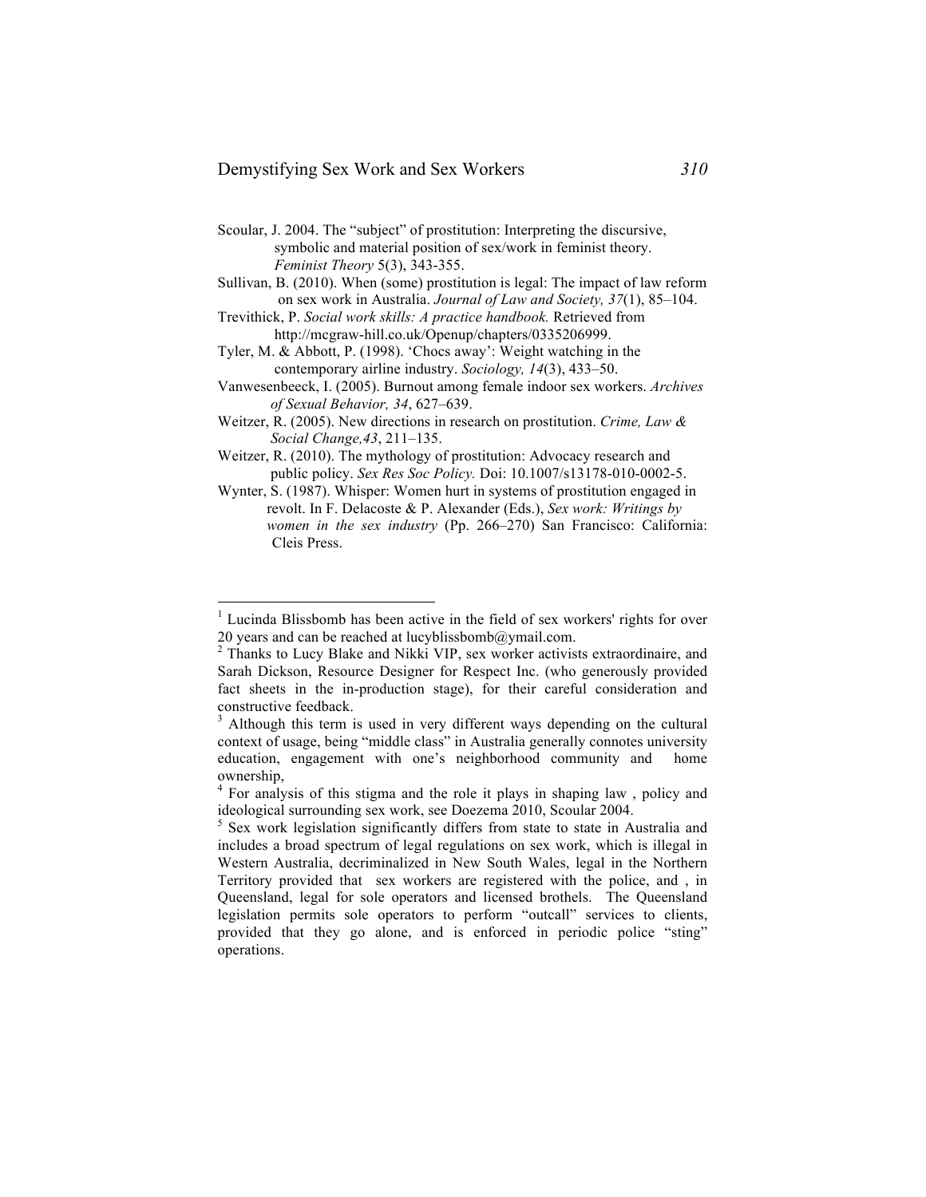Scoular, J. 2004. The "subject" of prostitution: Interpreting the discursive, symbolic and material position of sex/work in feminist theory. *Feminist Theory* 5(3), 343-355.

Sullivan, B. (2010). When (some) prostitution is legal: The impact of law reform on sex work in Australia. *Journal of Law and Society, 37*(1), 85–104.

Trevithick, P. *Social work skills: A practice handbook.* Retrieved from http://mcgraw-hill.co.uk/Openup/chapters/0335206999.

Tyler, M. & Abbott, P. (1998). 'Chocs away': Weight watching in the contemporary airline industry. *Sociology, 14*(3), 433–50.

Vanwesenbeeck, I. (2005). Burnout among female indoor sex workers. *Archives of Sexual Behavior, 34*, 627–639.

Weitzer, R. (2005). New directions in research on prostitution. *Crime, Law & Social Change,43*, 211–135.

Weitzer, R. (2010). The mythology of prostitution: Advocacy research and public policy. *Sex Res Soc Policy.* Doi: 10.1007/s13178-010-0002-5.

Wynter, S. (1987). Whisper: Women hurt in systems of prostitution engaged in revolt. In F. Delacoste & P. Alexander (Eds.), *Sex work: Writings by women in the sex industry* (Pp. 266–270) San Francisco: California: Cleis Press.

---

[1] Lucinda Blissbomb has been active in the field of sex workers' rights for over 20 years and can be reached at lucyblissbomb@ymail.com.

[2] Thanks to Lucy Blake and Nikki VIP, sex worker activists extraordinaire, and Sarah Dickson, Resource Designer for Respect Inc. (who generously provided fact sheets in the in-production stage), for their careful consideration and constructive feedback.

[3] Although this term is used in very different ways depending on the cultural context of usage, being "middle class" in Australia generally connotes university education, engagement with one's neighborhood community and home ownership,

[4] For analysis of this stigma and the role it plays in shaping law , policy and ideological surrounding sex work, see Doezema 2010, Scoular 2004.

[5] Sex work legislation significantly differs from state to state in Australia and includes a broad spectrum of legal regulations on sex work, which is illegal in Western Australia, decriminalized in New South Wales, legal in the Northern Territory provided that sex workers are registered with the police, and , in Queensland, legal for sole operators and licensed brothels. The Queensland legislation permits sole operators to perform "outcall" services to clients, provided that they go alone, and is enforced in periodic police "sting" operations.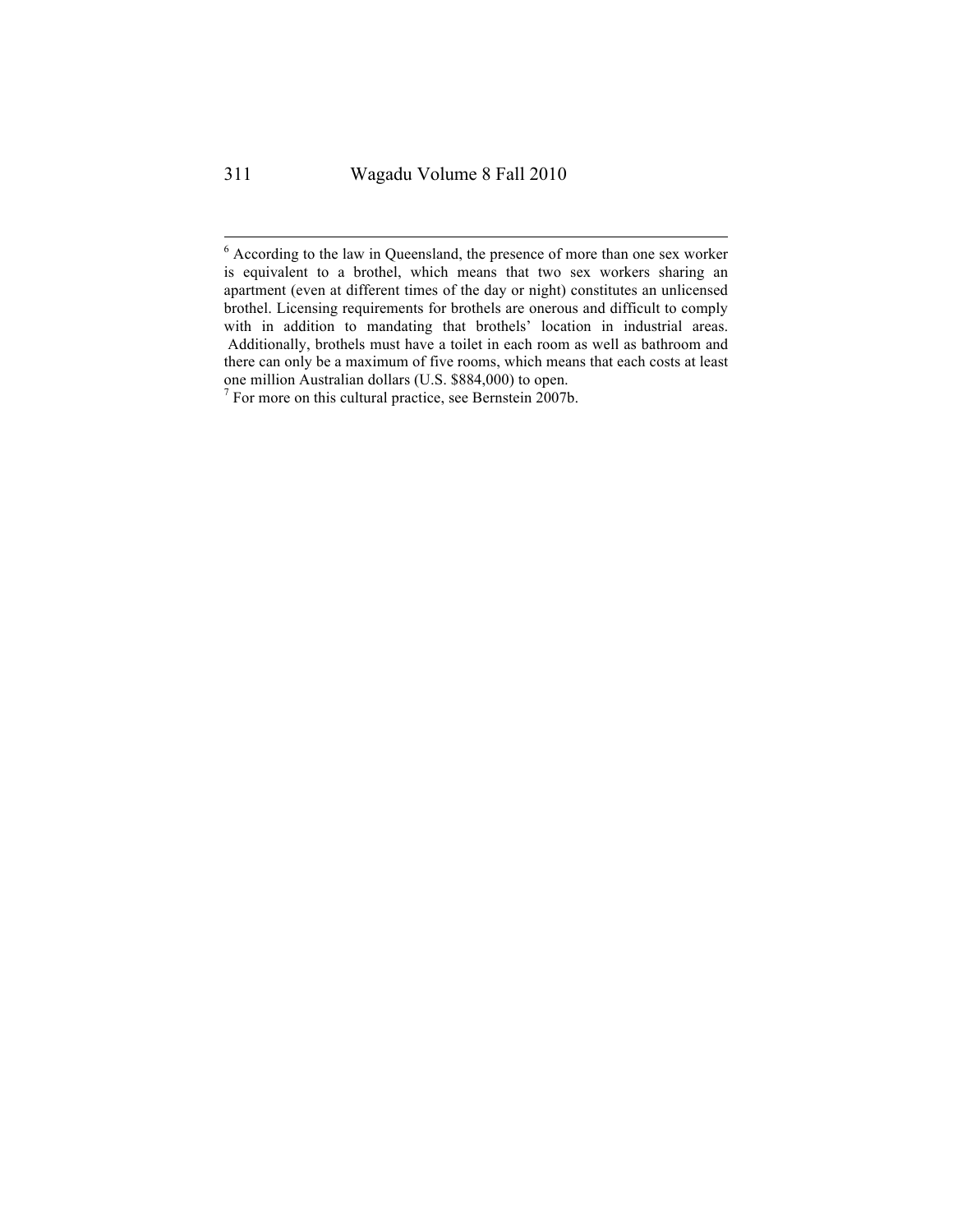[6] According to the law in Queensland, the presence of more than one sex worker is equivalent to a brothel, which means that two sex workers sharing an apartment (even at different times of the day or night) constitutes an unlicensed brothel. Licensing requirements for brothels are onerous and difficult to comply with in addition to mandating that brothels' location in industrial areas. Additionally, brothels must have a toilet in each room as well as bathroom and there can only be a maximum of five rooms, which means that each costs at least one million Australian dollars (U.S. $884,000) to open.

[7] For more on this cultural practice, see Bernstein 2007b.